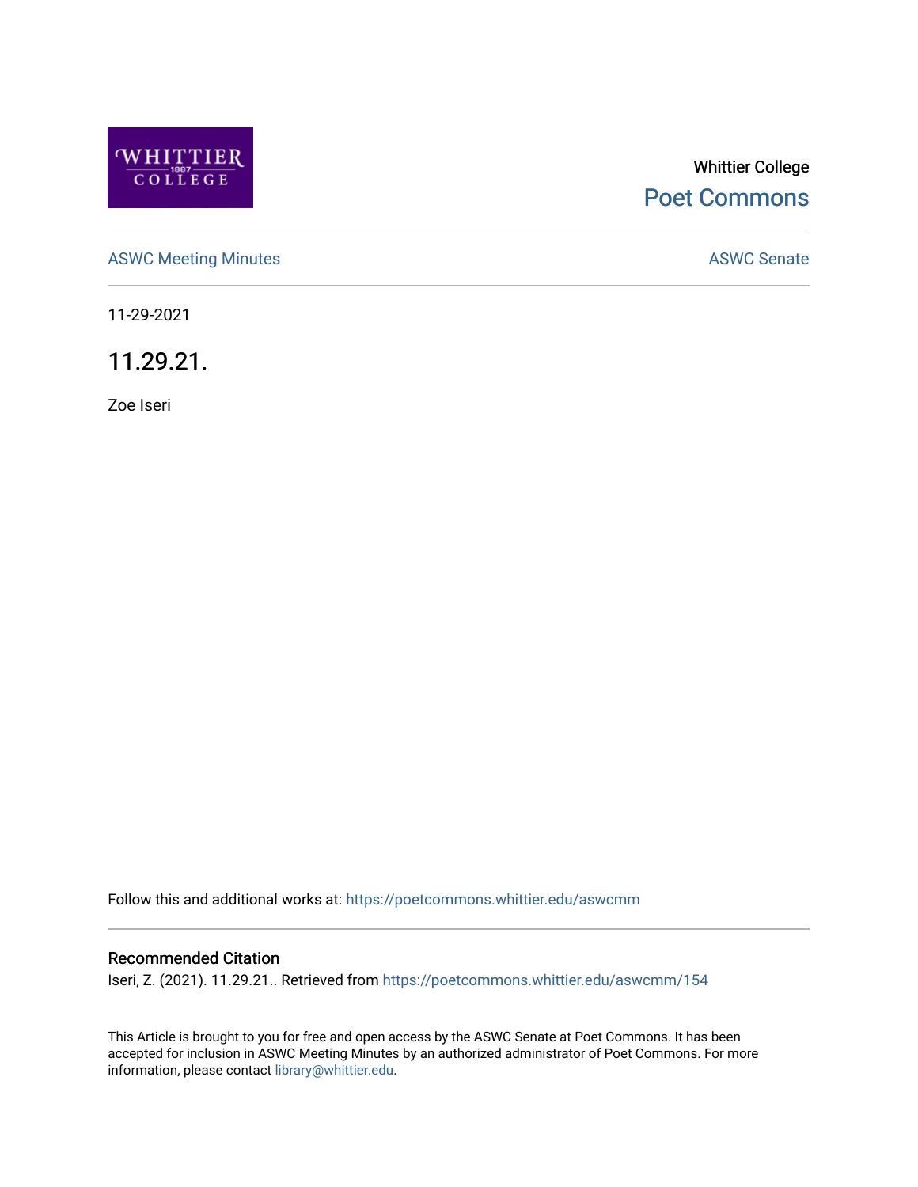Whittier College

Poet Commons

ASWC Meeting Minutes

ASWC Senate

11-29-2021

# 11.29.21.

Zoe Iseri

Follow this and additional works at: https://poetcommons.whittier.edu/aswcmm

## Recommended Citation

Iseri, Z. (2021). 11.29.21.. Retrieved from https://poetcommons.whittier.edu/aswcmm/154

This Article is brought to you for free and open access by the ASWC Senate at Poet Commons. It has been accepted for inclusion in ASWC Meeting Minutes by an authorized administrator of Poet Commons. For more information, please contact library@whittier.edu.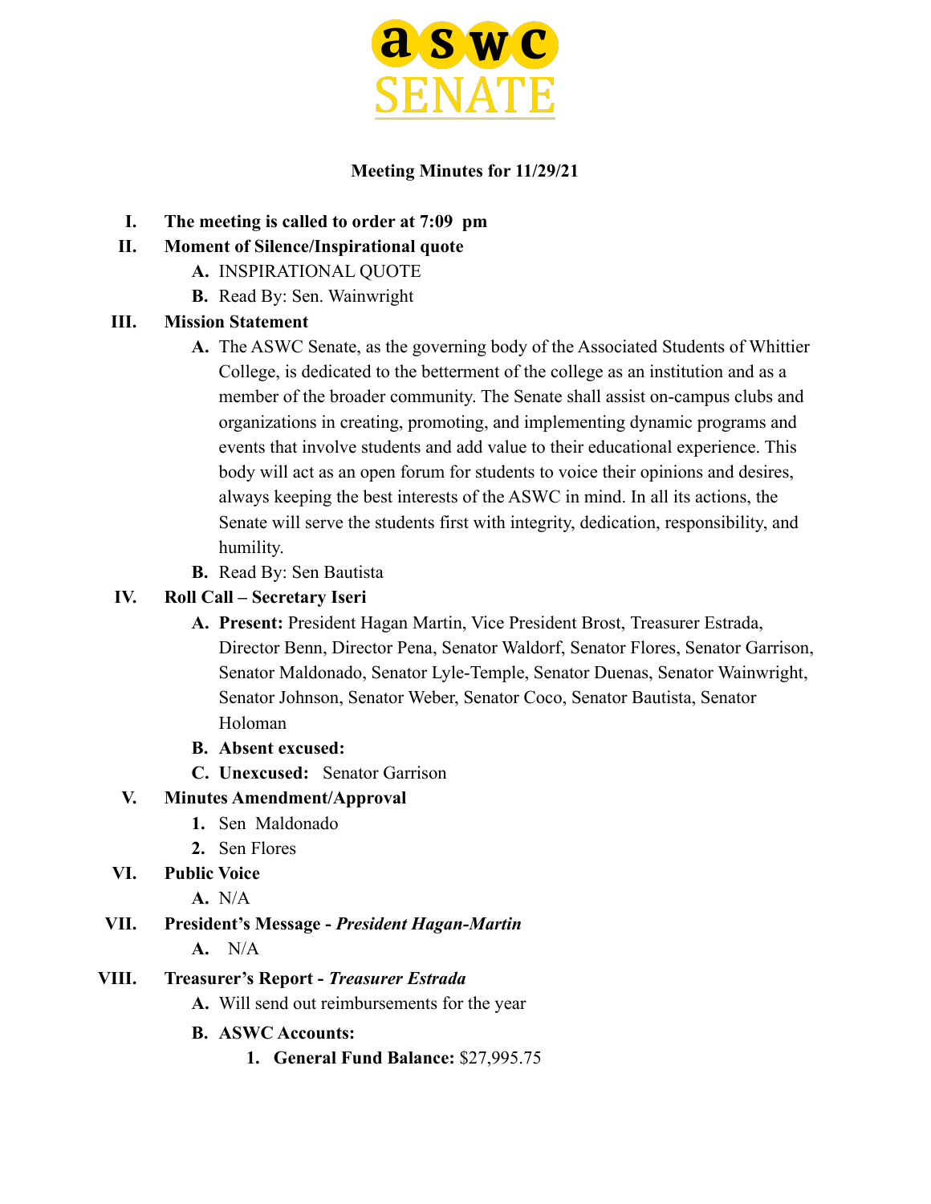aswc SENATE

**Meeting Minutes for 11/29/21**

I. **The meeting is called to order at 7:09 pm**

II. **Moment of Silence/Inspirational quote**
   A. INSPIRATIONAL QUOTE
   B. Read By: Sen. Wainwright

III. **Mission Statement**
   A. The ASWC Senate, as the governing body of the Associated Students of Whittier College, is dedicated to the betterment of the college as an institution and as a member of the broader community. The Senate shall assist on-campus clubs and organizations in creating, promoting, and implementing dynamic programs and events that involve students and add value to their educational experience. This body will act as an open forum for students to voice their opinions and desires, always keeping the best interests of the ASWC in mind. In all its actions, the Senate will serve the students first with integrity, dedication, responsibility, and humility.
   B. Read By: Sen Bautista

IV. **Roll Call – Secretary Iseri**
   A. **Present:** President Hagan Martin, Vice President Brost, Treasurer Estrada, Director Benn, Director Pena, Senator Waldorf, Senator Flores, Senator Garrison, Senator Maldonado, Senator Lyle-Temple, Senator Duenas, Senator Wainwright, Senator Johnson, Senator Weber, Senator Coco, Senator Bautista, Senator Holoman
   B. **Absent excused:**
   C. **Unexcused:** Senator Garrison

V. **Minutes Amendment/Approval**
   1. Sen Maldonado
   2. Sen Flores

VI. **Public Voice**
   A. N/A

VII. **President's Message -** ***President Hagan-Martin***
   A. N/A

VIII. **Treasurer's Report -** ***Treasurer Estrada***
   A. Will send out reimbursements for the year
   B. **ASWC Accounts:**
      1. **General Fund Balance:** $27,995.75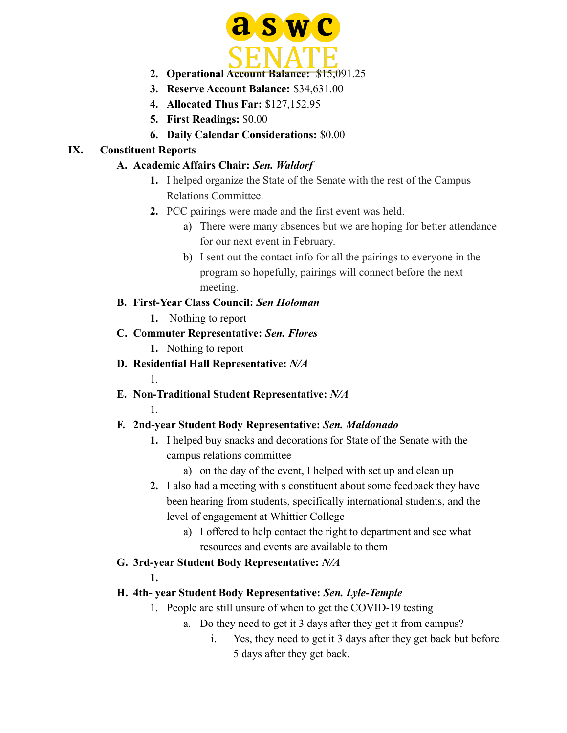2. **Operational Account Balance:** $15,091.25
3. **Reserve Account Balance:** $34,631.00
4. **Allocated Thus Far:** $127,152.95
5. **First Readings:** $0.00
6. **Daily Calendar Considerations:** $0.00

## IX. Constituent Reports

### A. Academic Affairs Chair: ***Sen. Waldorf***

1. I helped organize the State of the Senate with the rest of the Campus Relations Committee.
2. PCC pairings were made and the first event was held.
   a) There were many absences but we are hoping for better attendance for our next event in February.
   b) I sent out the contact info for all the pairings to everyone in the program so hopefully, pairings will connect before the next meeting.

### B. First-Year Class Council: ***Sen Holoman***

1. Nothing to report

### C. Commuter Representative: ***Sen. Flores***

1. Nothing to report

### D. Residential Hall Representative: ***N/A***

1.

### E. Non-Traditional Student Representative: ***N/A***

1.

### F. 2nd-year Student Body Representative: ***Sen. Maldonado***

1. I helped buy snacks and decorations for State of the Senate with the campus relations committee
   a) on the day of the event, I helped with set up and clean up
2. I also had a meeting with s constituent about some feedback they have been hearing from students, specifically international students, and the level of engagement at Whittier College
   a) I offered to help contact the right to department and see what resources and events are available to them

### G. 3rd-year Student Body Representative: ***N/A***

1.

### H. 4th- year Student Body Representative: ***Sen. Lyle-Temple***

1. People are still unsure of when to get the COVID-19 testing
   a. Do they need to get it 3 days after they get it from campus?
      i. Yes, they need to get it 3 days after they get back but before 5 days after they get back.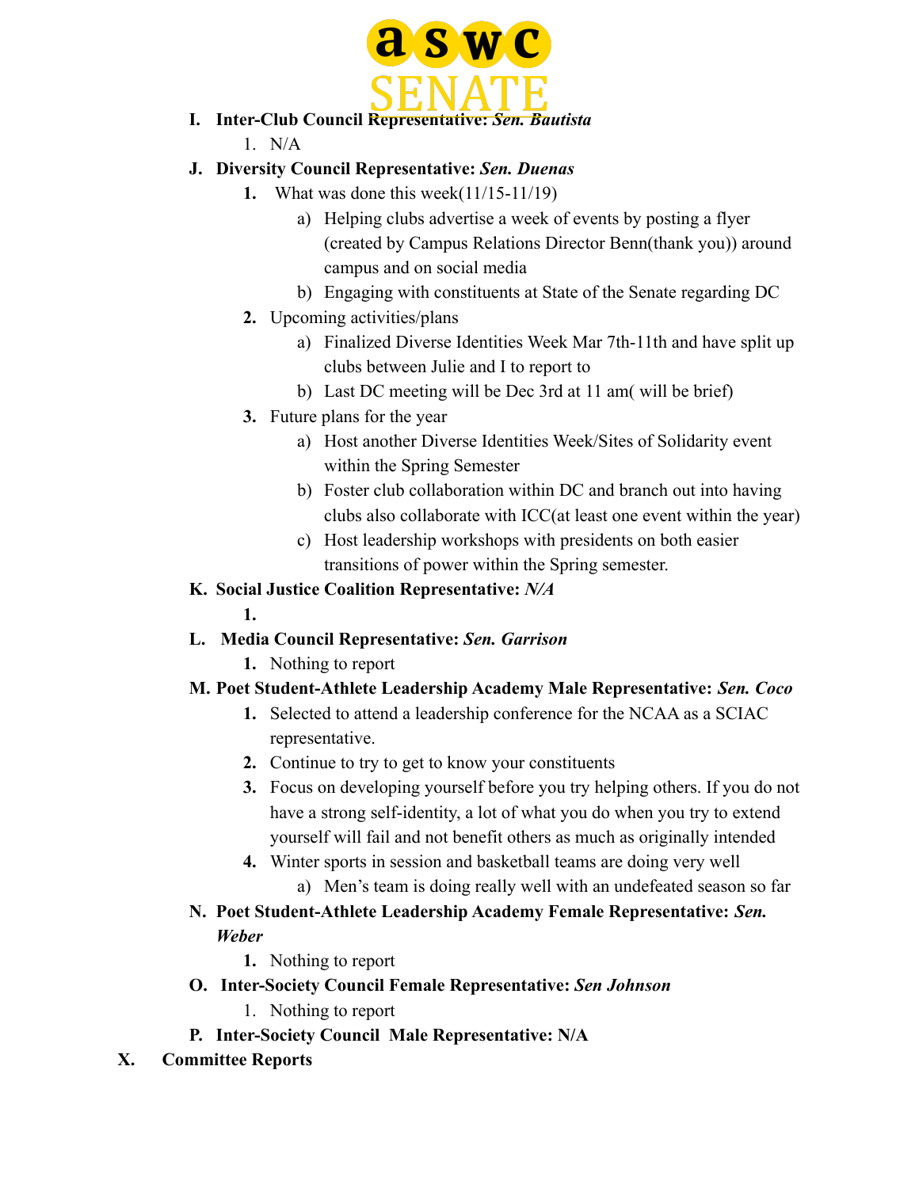- **I. Inter-Club Council Representative:** ***Sen. Bautista***
  1. N/A
- **J. Diversity Council Representative:** ***Sen. Duenas***
  1. What was done this week(11/15-11/19)
     - a) Helping clubs advertise a week of events by posting a flyer (created by Campus Relations Director Benn(thank you)) around campus and on social media
     - b) Engaging with constituents at State of the Senate regarding DC
  2. Upcoming activities/plans
     - a) Finalized Diverse Identities Week Mar 7th-11th and have split up clubs between Julie and I to report to
     - b) Last DC meeting will be Dec 3rd at 11 am( will be brief)
  3. Future plans for the year
     - a) Host another Diverse Identities Week/Sites of Solidarity event within the Spring Semester
     - b) Foster club collaboration within DC and branch out into having clubs also collaborate with ICC(at least one event within the year)
     - c) Host leadership workshops with presidents on both easier transitions of power within the Spring semester.
- **K. Social Justice Coalition Representative:** ***N/A***
  1.
- **L. Media Council Representative:** ***Sen. Garrison***
  1. Nothing to report
- **M. Poet Student-Athlete Leadership Academy Male Representative:** ***Sen. Coco***
  1. Selected to attend a leadership conference for the NCAA as a SCIAC representative.
  2. Continue to try to get to know your constituents
  3. Focus on developing yourself before you try helping others. If you do not have a strong self-identity, a lot of what you do when you try to extend yourself will fail and not benefit others as much as originally intended
  4. Winter sports in session and basketball teams are doing very well
     - a) Men's team is doing really well with an undefeated season so far
- **N. Poet Student-Athlete Leadership Academy Female Representative:** ***Sen. Weber***
  1. Nothing to report
- **O. Inter-Society Council Female Representative:** ***Sen Johnson***
  1. Nothing to report
- **P. Inter-Society Council Male Representative: N/A**

## X. Committee Reports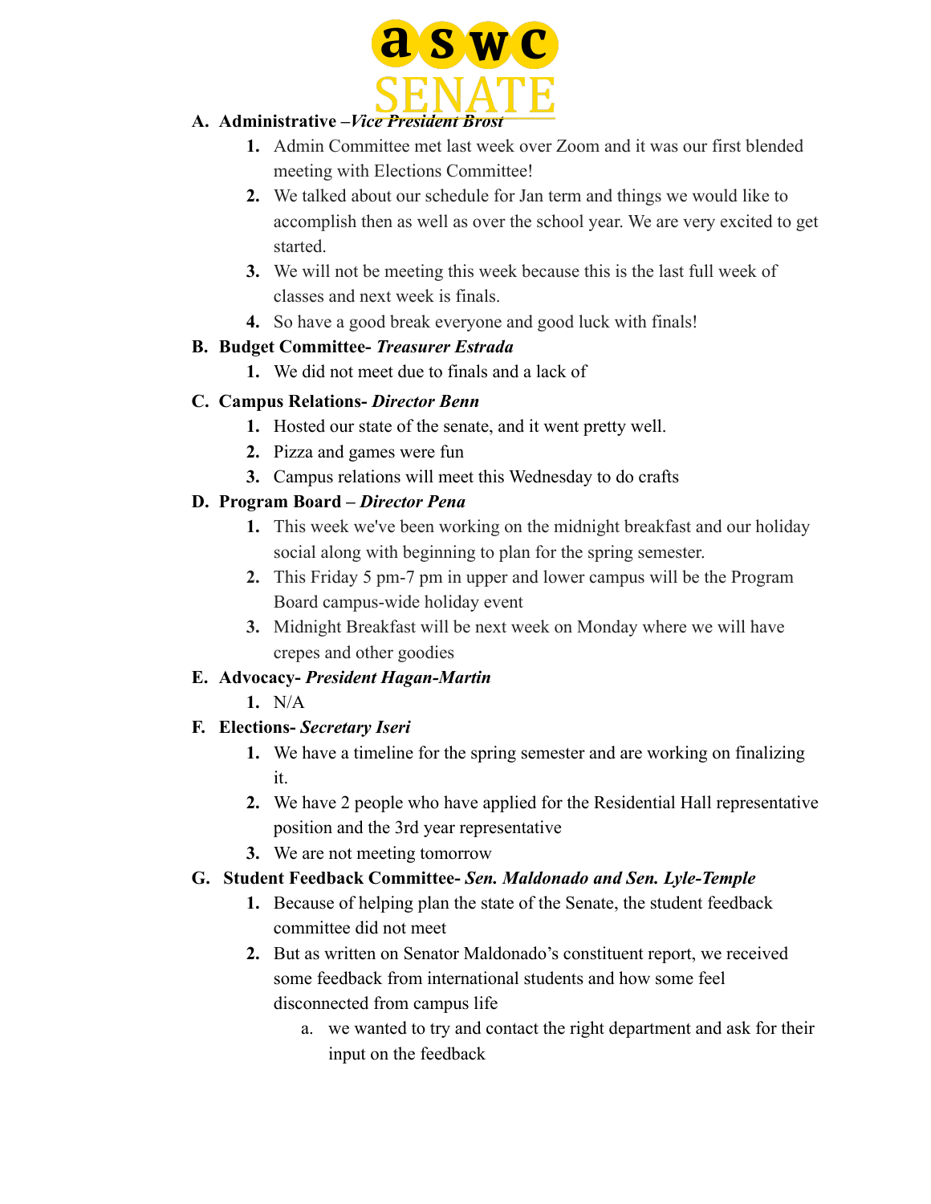A. **Administrative –*Vice President Brost***
    1. Admin Committee met last week over Zoom and it was our first blended meeting with Elections Committee!
    2. We talked about our schedule for Jan term and things we would like to accomplish then as well as over the school year. We are very excited to get started.
    3. We will not be meeting this week because this is the last full week of classes and next week is finals.
    4. So have a good break everyone and good luck with finals!

B. **Budget Committee- *Treasurer Estrada***
    1. We did not meet due to finals and a lack of

C. **Campus Relations- *Director Benn***
    1. Hosted our state of the senate, and it went pretty well.
    2. Pizza and games were fun
    3. Campus relations will meet this Wednesday to do crafts

D. **Program Board – *Director Pena***
    1. This week we've been working on the midnight breakfast and our holiday social along with beginning to plan for the spring semester.
    2. This Friday 5 pm-7 pm in upper and lower campus will be the Program Board campus-wide holiday event
    3. Midnight Breakfast will be next week on Monday where we will have crepes and other goodies

E. **Advocacy- *President Hagan-Martin***
    1. N/A

F. **Elections- *Secretary Iseri***
    1. We have a timeline for the spring semester and are working on finalizing it.
    2. We have 2 people who have applied for the Residential Hall representative position and the 3rd year representative
    3. We are not meeting tomorrow

G. **Student Feedback Committee- *Sen. Maldonado and Sen. Lyle-Temple***
    1. Because of helping plan the state of the Senate, the student feedback committee did not meet
    2. But as written on Senator Maldonado's constituent report, we received some feedback from international students and how some feel disconnected from campus life
        a. we wanted to try and contact the right department and ask for their input on the feedback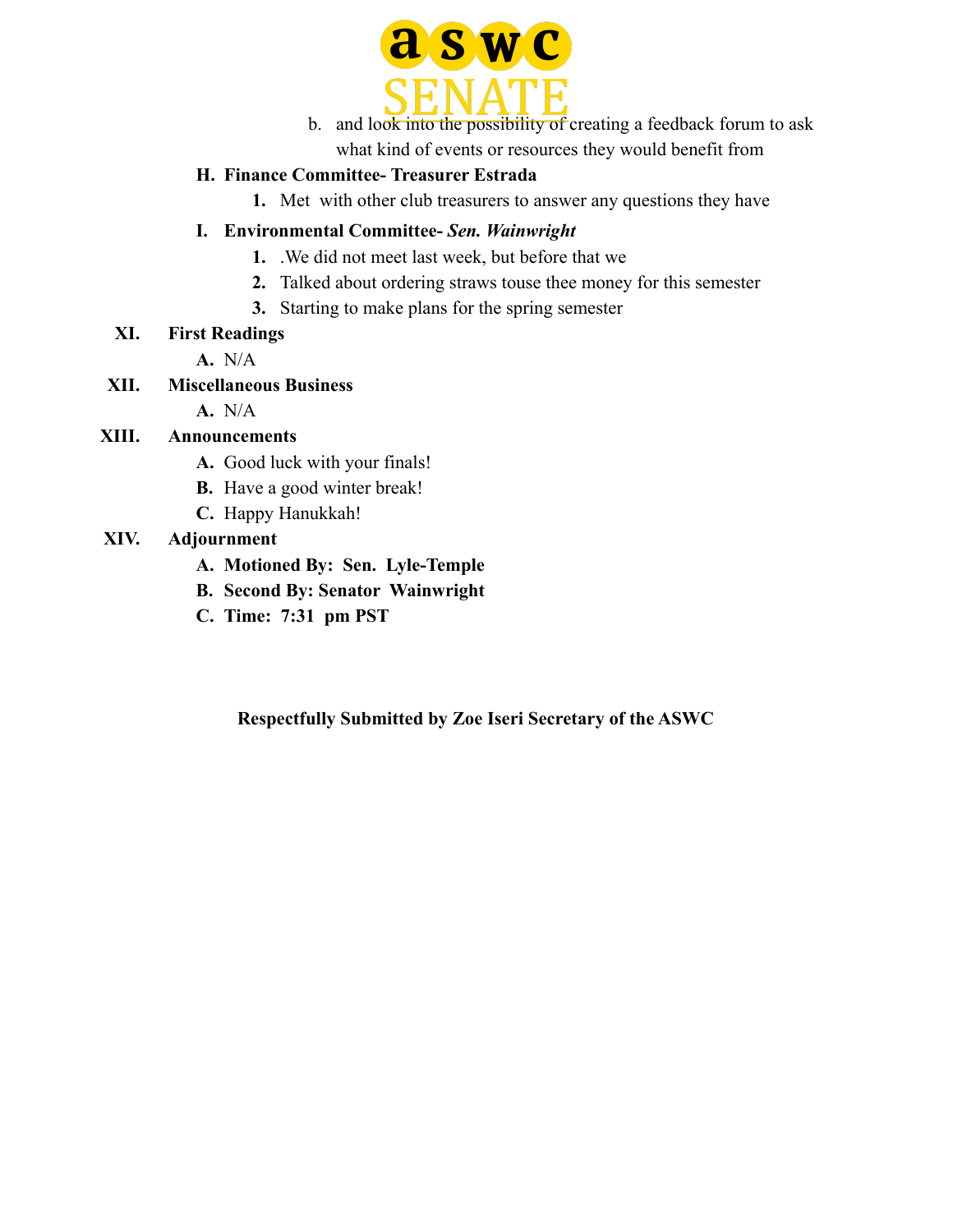b. and look into the possibility of creating a feedback forum to ask what kind of events or resources they would benefit from

**H. Finance Committee- Treasurer Estrada**

1. Met with other club treasurers to answer any questions they have

**I. Environmental Committee- *Sen. Wainwright***

1. .We did not meet last week, but before that we
2. Talked about ordering straws touse thee money for this semester
3. Starting to make plans for the spring semester

**XI. First Readings**

A. N/A

**XII. Miscellaneous Business**

A. N/A

**XIII. Announcements**

A. Good luck with your finals!

B. Have a good winter break!

C. Happy Hanukkah!

**XIV. Adjournment**

**A. Motioned By: Sen. Lyle-Temple**

**B. Second By: Senator Wainwright**

**C. Time: 7:31 pm PST**

**Respectfully Submitted by Zoe Iseri Secretary of the ASWC**